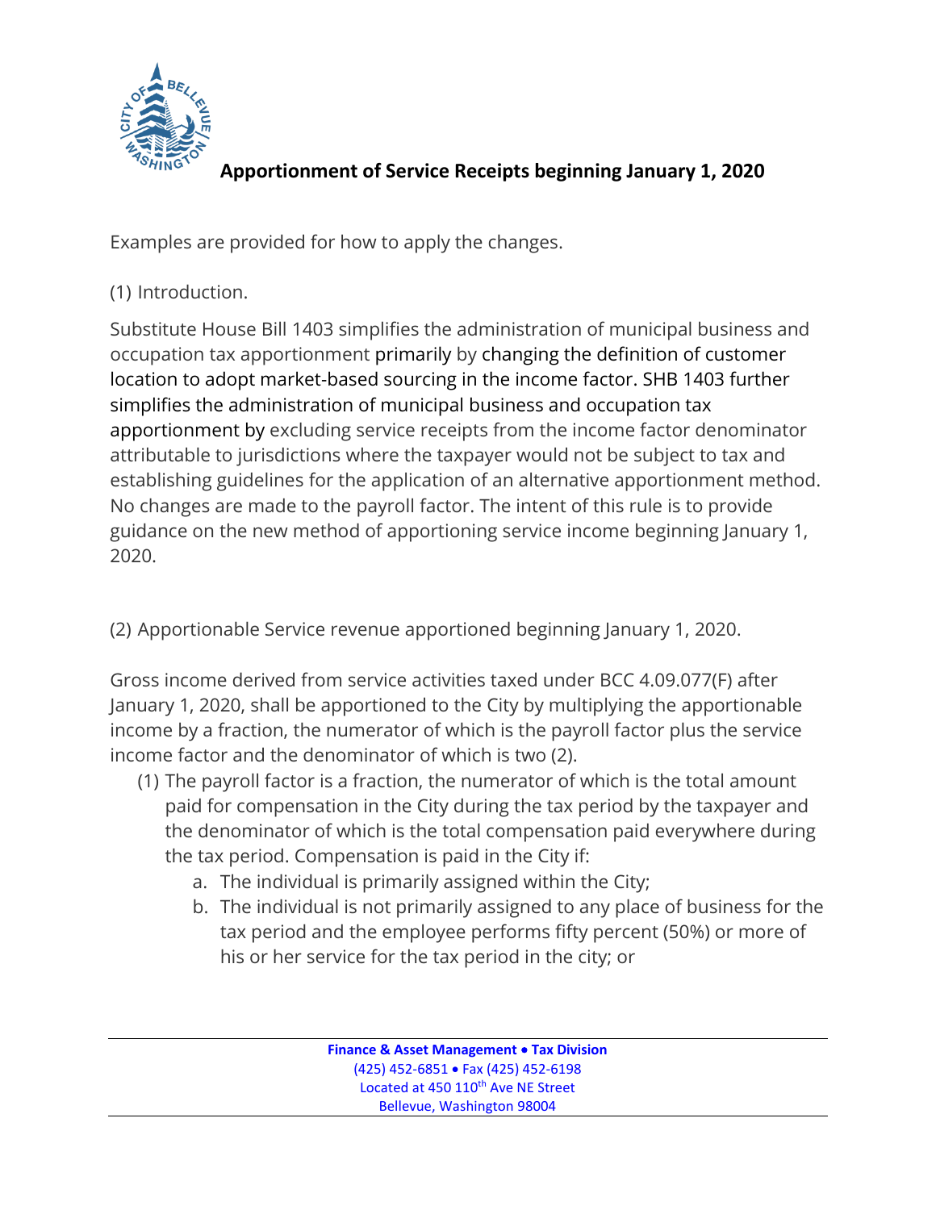# Apportionment of Service Receipts beginning January 1, 2020

Examples are provided for how to apply the changes.

(1) Introduction.

Substitute House Bill 1403 simplifies the administration of municipal business and occupation tax apportionment primarily by changing the definition of customer location to adopt market-based sourcing in the income factor. SHB 1403 further simplifies the administration of municipal business and occupation tax apportionment by excluding service receipts from the income factor denominator attributable to jurisdictions where the taxpayer would not be subject to tax and establishing guidelines for the application of an alternative apportionment method. No changes are made to the payroll factor. The intent of this rule is to provide guidance on the new method of apportioning service income beginning January 1, 2020.

(2) Apportionable Service revenue apportioned beginning January 1, 2020.

Gross income derived from service activities taxed under BCC 4.09.077(F) after January 1, 2020, shall be apportioned to the City by multiplying the apportionable income by a fraction, the numerator of which is the payroll factor plus the service income factor and the denominator of which is two (2).

(1) The payroll factor is a fraction, the numerator of which is the total amount paid for compensation in the City during the tax period by the taxpayer and the denominator of which is the total compensation paid everywhere during the tax period. Compensation is paid in the City if:
   a. The individual is primarily assigned within the City;
   b. The individual is not primarily assigned to any place of business for the tax period and the employee performs fifty percent (50%) or more of his or her service for the tax period in the city; or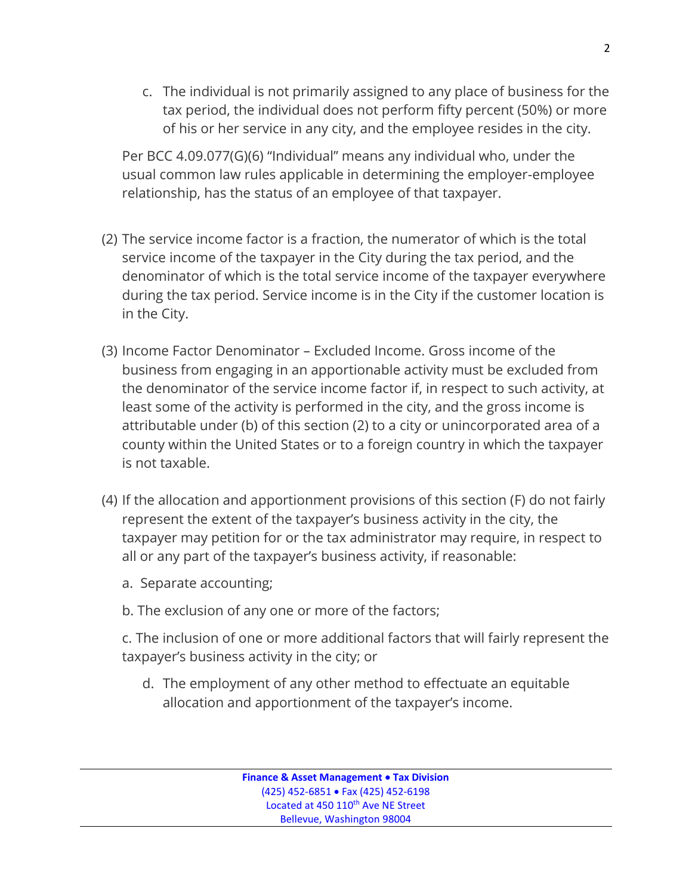c. The individual is not primarily assigned to any place of business for the tax period, the individual does not perform fifty percent (50%) or more of his or her service in any city, and the employee resides in the city.

Per BCC 4.09.077(G)(6) "Individual" means any individual who, under the usual common law rules applicable in determining the employer-employee relationship, has the status of an employee of that taxpayer.

(2) The service income factor is a fraction, the numerator of which is the total service income of the taxpayer in the City during the tax period, and the denominator of which is the total service income of the taxpayer everywhere during the tax period. Service income is in the City if the customer location is in the City.

(3) Income Factor Denominator – Excluded Income. Gross income of the business from engaging in an apportionable activity must be excluded from the denominator of the service income factor if, in respect to such activity, at least some of the activity is performed in the city, and the gross income is attributable under (b) of this section (2) to a city or unincorporated area of a county within the United States or to a foreign country in which the taxpayer is not taxable.

(4) If the allocation and apportionment provisions of this section (F) do not fairly represent the extent of the taxpayer's business activity in the city, the taxpayer may petition for or the tax administrator may require, in respect to all or any part of the taxpayer's business activity, if reasonable:

a. Separate accounting;

b. The exclusion of any one or more of the factors;

c. The inclusion of one or more additional factors that will fairly represent the taxpayer's business activity in the city; or

d. The employment of any other method to effectuate an equitable allocation and apportionment of the taxpayer's income.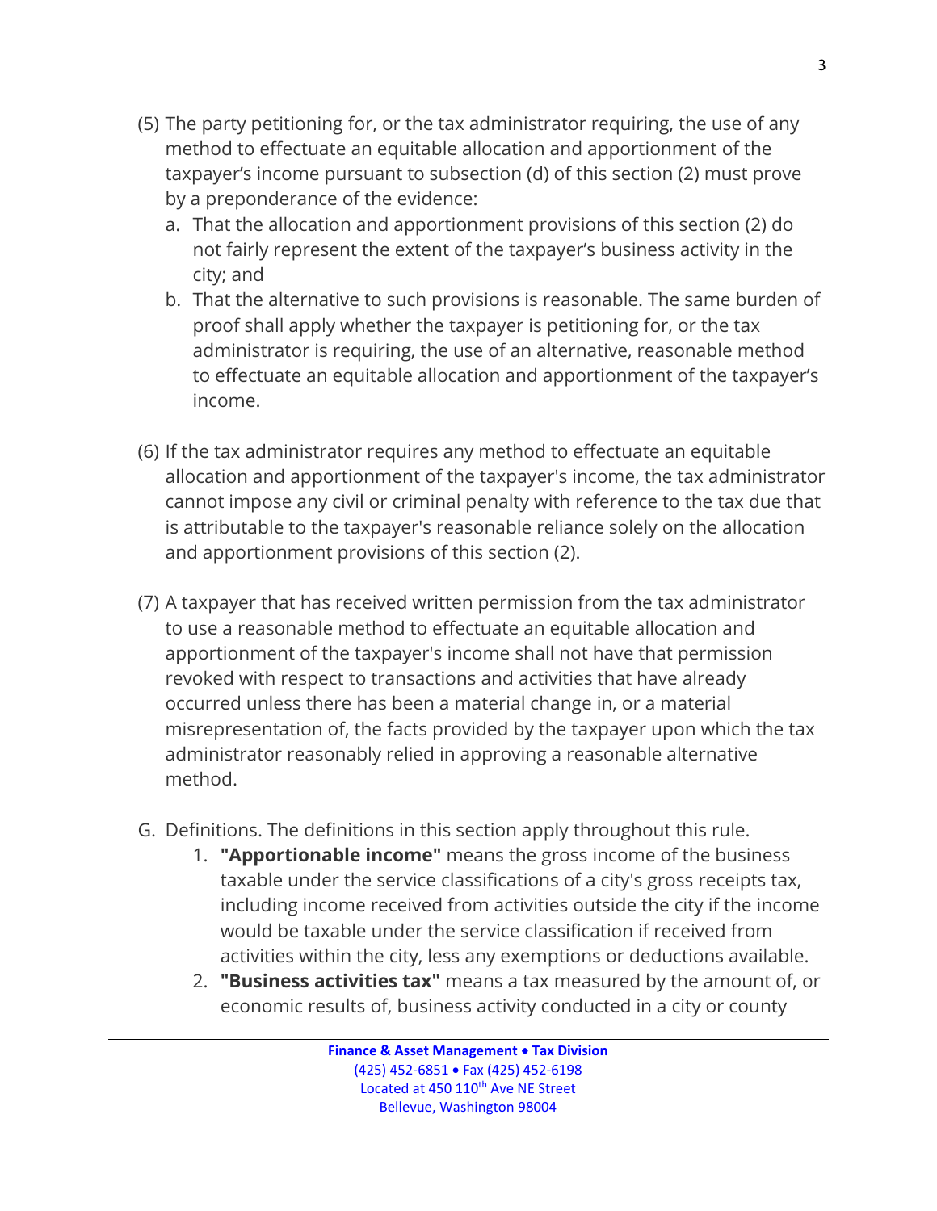(5) The party petitioning for, or the tax administrator requiring, the use of any method to effectuate an equitable allocation and apportionment of the taxpayer's income pursuant to subsection (d) of this section (2) must prove by a preponderance of the evidence:

   a. That the allocation and apportionment provisions of this section (2) do not fairly represent the extent of the taxpayer's business activity in the city; and
   b. That the alternative to such provisions is reasonable. The same burden of proof shall apply whether the taxpayer is petitioning for, or the tax administrator is requiring, the use of an alternative, reasonable method to effectuate an equitable allocation and apportionment of the taxpayer's income.

(6) If the tax administrator requires any method to effectuate an equitable allocation and apportionment of the taxpayer's income, the tax administrator cannot impose any civil or criminal penalty with reference to the tax due that is attributable to the taxpayer's reasonable reliance solely on the allocation and apportionment provisions of this section (2).

(7) A taxpayer that has received written permission from the tax administrator to use a reasonable method to effectuate an equitable allocation and apportionment of the taxpayer's income shall not have that permission revoked with respect to transactions and activities that have already occurred unless there has been a material change in, or a material misrepresentation of, the facts provided by the taxpayer upon which the tax administrator reasonably relied in approving a reasonable alternative method.

G. Definitions. The definitions in this section apply throughout this rule.

   1. **"Apportionable income"** means the gross income of the business taxable under the service classifications of a city's gross receipts tax, including income received from activities outside the city if the income would be taxable under the service classification if received from activities within the city, less any exemptions or deductions available.
   2. **"Business activities tax"** means a tax measured by the amount of, or economic results of, business activity conducted in a city or county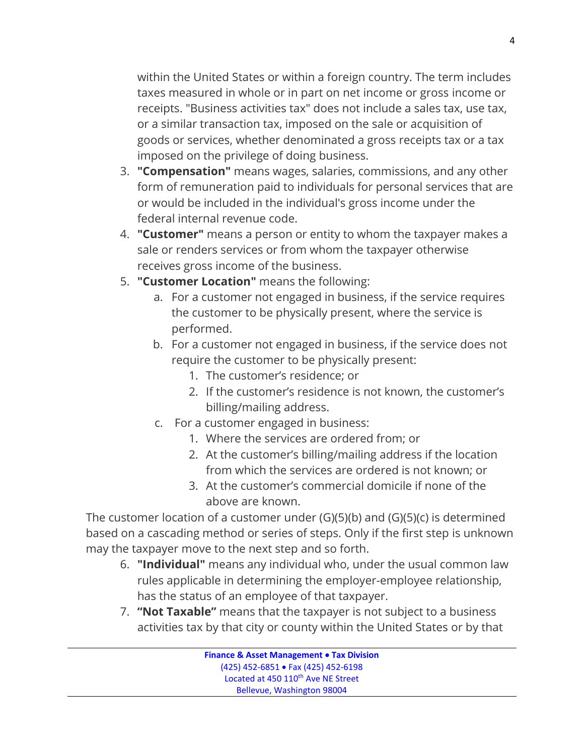within the United States or within a foreign country. The term includes taxes measured in whole or in part on net income or gross income or receipts. "Business activities tax" does not include a sales tax, use tax, or a similar transaction tax, imposed on the sale or acquisition of goods or services, whether denominated a gross receipts tax or a tax imposed on the privilege of doing business.

3. **"Compensation"** means wages, salaries, commissions, and any other form of remuneration paid to individuals for personal services that are or would be included in the individual's gross income under the federal internal revenue code.
4. **"Customer"** means a person or entity to whom the taxpayer makes a sale or renders services or from whom the taxpayer otherwise receives gross income of the business.
5. **"Customer Location"** means the following:
   a. For a customer not engaged in business, if the service requires the customer to be physically present, where the service is performed.
   b. For a customer not engaged in business, if the service does not require the customer to be physically present:
      1. The customer's residence; or
      2. If the customer's residence is not known, the customer's billing/mailing address.
   c. For a customer engaged in business:
      1. Where the services are ordered from; or
      2. At the customer's billing/mailing address if the location from which the services are ordered is not known; or
      3. At the customer's commercial domicile if none of the above are known.

The customer location of a customer under (G)(5)(b) and (G)(5)(c) is determined based on a cascading method or series of steps. Only if the first step is unknown may the taxpayer move to the next step and so forth.

6. **"Individual"** means any individual who, under the usual common law rules applicable in determining the employer-employee relationship, has the status of an employee of that taxpayer.
7. **"Not Taxable"** means that the taxpayer is not subject to a business activities tax by that city or county within the United States or by that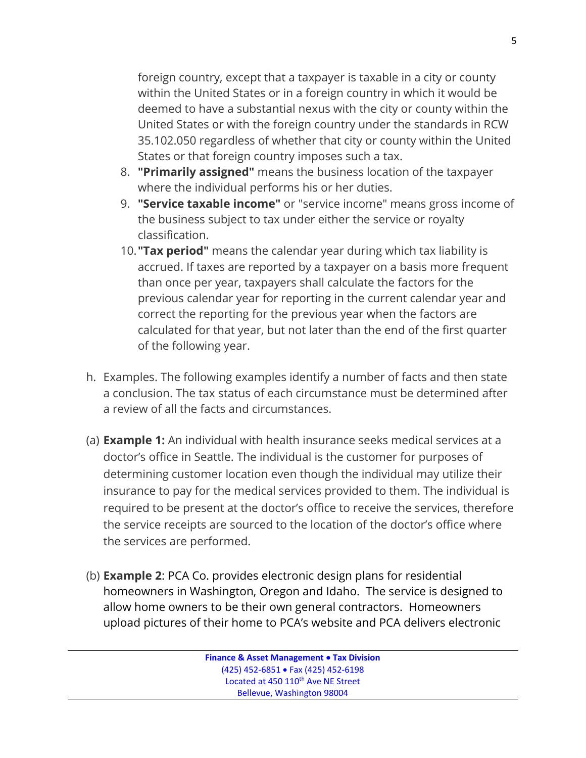foreign country, except that a taxpayer is taxable in a city or county within the United States or in a foreign country in which it would be deemed to have a substantial nexus with the city or county within the United States or with the foreign country under the standards in RCW 35.102.050 regardless of whether that city or county within the United States or that foreign country imposes such a tax.

8. **"Primarily assigned"** means the business location of the taxpayer where the individual performs his or her duties.
9. **"Service taxable income"** or "service income" means gross income of the business subject to tax under either the service or royalty classification.
10. **"Tax period"** means the calendar year during which tax liability is accrued. If taxes are reported by a taxpayer on a basis more frequent than once per year, taxpayers shall calculate the factors for the previous calendar year for reporting in the current calendar year and correct the reporting for the previous year when the factors are calculated for that year, but not later than the end of the first quarter of the following year.

h. Examples. The following examples identify a number of facts and then state a conclusion. The tax status of each circumstance must be determined after a review of all the facts and circumstances.

(a) **Example 1:** An individual with health insurance seeks medical services at a doctor's office in Seattle. The individual is the customer for purposes of determining customer location even though the individual may utilize their insurance to pay for the medical services provided to them. The individual is required to be present at the doctor's office to receive the services, therefore the service receipts are sourced to the location of the doctor's office where the services are performed.

(b) **Example 2**: PCA Co. provides electronic design plans for residential homeowners in Washington, Oregon and Idaho. The service is designed to allow home owners to be their own general contractors. Homeowners upload pictures of their home to PCA's website and PCA delivers electronic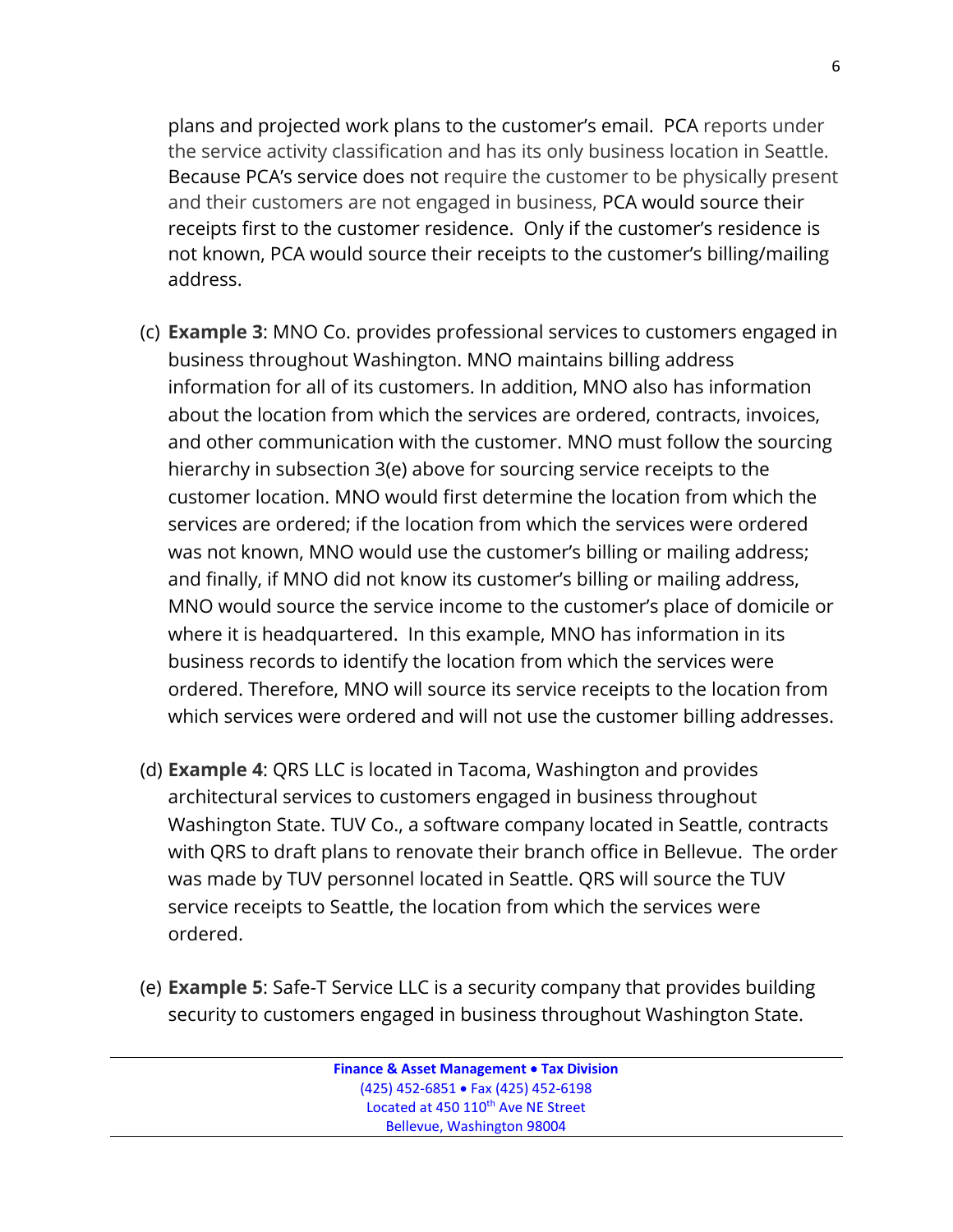plans and projected work plans to the customer's email. PCA reports under the service activity classification and has its only business location in Seattle. Because PCA's service does not require the customer to be physically present and their customers are not engaged in business, PCA would source their receipts first to the customer residence. Only if the customer's residence is not known, PCA would source their receipts to the customer's billing/mailing address.

(c) **Example 3**: MNO Co. provides professional services to customers engaged in business throughout Washington. MNO maintains billing address information for all of its customers. In addition, MNO also has information about the location from which the services are ordered, contracts, invoices, and other communication with the customer. MNO must follow the sourcing hierarchy in subsection 3(e) above for sourcing service receipts to the customer location. MNO would first determine the location from which the services are ordered; if the location from which the services were ordered was not known, MNO would use the customer's billing or mailing address; and finally, if MNO did not know its customer's billing or mailing address, MNO would source the service income to the customer's place of domicile or where it is headquartered. In this example, MNO has information in its business records to identify the location from which the services were ordered. Therefore, MNO will source its service receipts to the location from which services were ordered and will not use the customer billing addresses.

(d) **Example 4**: QRS LLC is located in Tacoma, Washington and provides architectural services to customers engaged in business throughout Washington State. TUV Co., a software company located in Seattle, contracts with QRS to draft plans to renovate their branch office in Bellevue. The order was made by TUV personnel located in Seattle. QRS will source the TUV service receipts to Seattle, the location from which the services were ordered.

(e) **Example 5**: Safe-T Service LLC is a security company that provides building security to customers engaged in business throughout Washington State.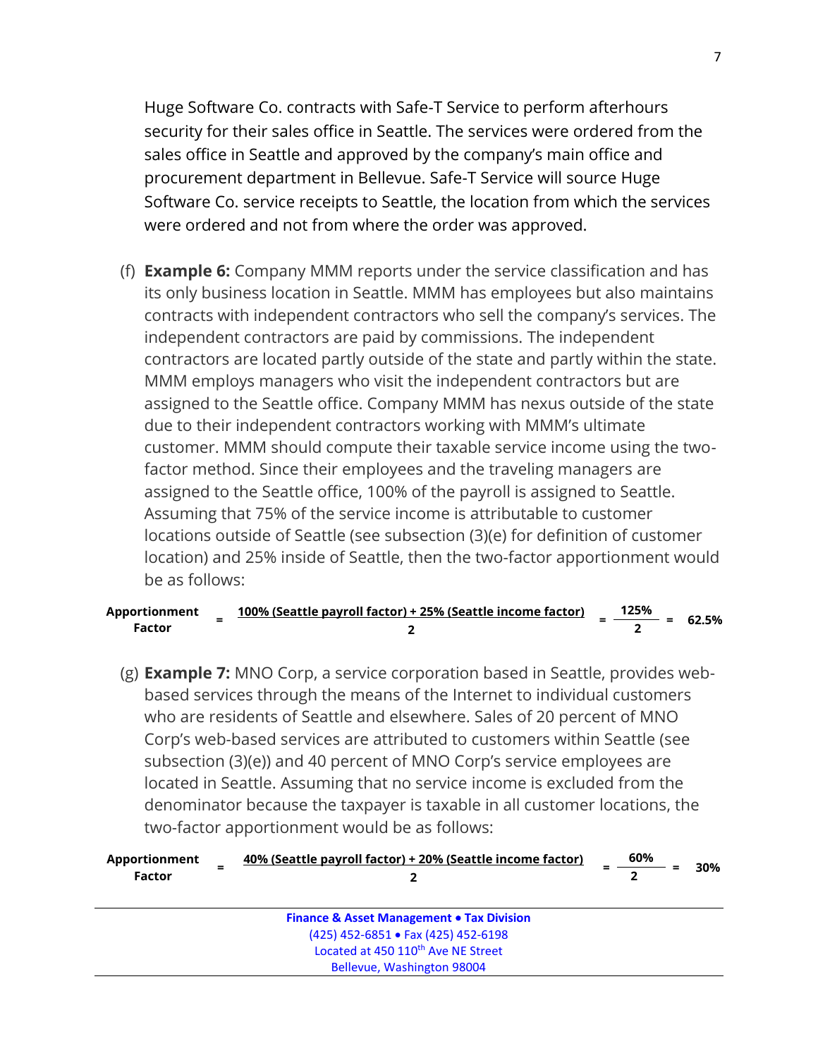Huge Software Co. contracts with Safe-T Service to perform afterhours security for their sales office in Seattle. The services were ordered from the sales office in Seattle and approved by the company's main office and procurement department in Bellevue. Safe-T Service will source Huge Software Co. service receipts to Seattle, the location from which the services were ordered and not from where the order was approved.

(f) **Example 6:** Company MMM reports under the service classification and has its only business location in Seattle. MMM has employees but also maintains contracts with independent contractors who sell the company's services. The independent contractors are paid by commissions. The independent contractors are located partly outside of the state and partly within the state. MMM employs managers who visit the independent contractors but are assigned to the Seattle office. Company MMM has nexus outside of the state due to their independent contractors working with MMM's ultimate customer. MMM should compute their taxable service income using the two-factor method. Since their employees and the traveling managers are assigned to the Seattle office, 100% of the payroll is assigned to Seattle. Assuming that 75% of the service income is attributable to customer locations outside of Seattle (see subsection (3)(e) for definition of customer location) and 25% inside of Seattle, then the two-factor apportionment would be as follows:

$$\textbf{Apportionment Factor} = \frac{\text{100\% (Seattle payroll factor) + 25\% (Seattle income factor)}}{2} = \frac{125\%}{2} = 62.5\%$$

(g) **Example 7:** MNO Corp, a service corporation based in Seattle, provides web-based services through the means of the Internet to individual customers who are residents of Seattle and elsewhere. Sales of 20 percent of MNO Corp's web-based services are attributed to customers within Seattle (see subsection (3)(e)) and 40 percent of MNO Corp's service employees are located in Seattle. Assuming that no service income is excluded from the denominator because the taxpayer is taxable in all customer locations, the two-factor apportionment would be as follows:

$$\textbf{Apportionment Factor} = \frac{\text{40\% (Seattle payroll factor) + 20\% (Seattle income factor)}}{2} = \frac{60\%}{2} = 30\%$$

**Finance & Asset Management • Tax Division**
(425) 452-6851 • Fax (425) 452-6198
Located at 450 110th Ave NE Street
Bellevue, Washington 98004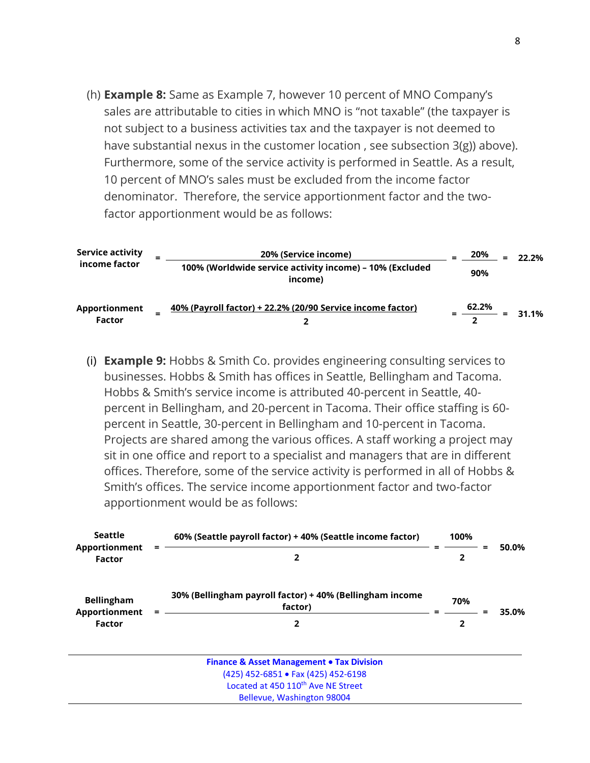(h) **Example 8:** Same as Example 7, however 10 percent of MNO Company's sales are attributable to cities in which MNO is "not taxable" (the taxpayer is not subject to a business activities tax and the taxpayer is not deemed to have substantial nexus in the customer location , see subsection 3(g)) above). Furthermore, some of the service activity is performed in Seattle. As a result, 10 percent of MNO's sales must be excluded from the income factor denominator. Therefore, the service apportionment factor and the two-factor apportionment would be as follows:

$$\textbf{Service activity income factor} = \frac{\text{20\% (Service income)}}{\text{100\% (Worldwide service activity income) – 10\% (Excluded income)}} = \frac{20\%}{90\%} = 22.2\%$$

$$\textbf{Apportionment Factor} = \frac{\text{40\% (Payroll factor) + 22.2\% (20/90 Service income factor)}}{2} = \frac{62.2\%}{2} = 31.1\%$$

(i) **Example 9:** Hobbs & Smith Co. provides engineering consulting services to businesses. Hobbs & Smith has offices in Seattle, Bellingham and Tacoma. Hobbs & Smith's service income is attributed 40-percent in Seattle, 40-percent in Bellingham, and 20-percent in Tacoma. Their office staffing is 60-percent in Seattle, 30-percent in Bellingham and 10-percent in Tacoma. Projects are shared among the various offices. A staff working a project may sit in one office and report to a specialist and managers that are in different offices. Therefore, some of the service activity is performed in all of Hobbs & Smith's offices. The service income apportionment factor and two-factor apportionment would be as follows:

$$\textbf{Seattle Apportionment Factor} = \frac{\text{60\% (Seattle payroll factor) + 40\% (Seattle income factor)}}{2} = \frac{100\%}{2} = 50.0\%$$

$$\textbf{Bellingham Apportionment Factor} = \frac{\text{30\% (Bellingham payroll factor) + 40\% (Bellingham income factor)}}{2} = \frac{70\%}{2} = 35.0\%$$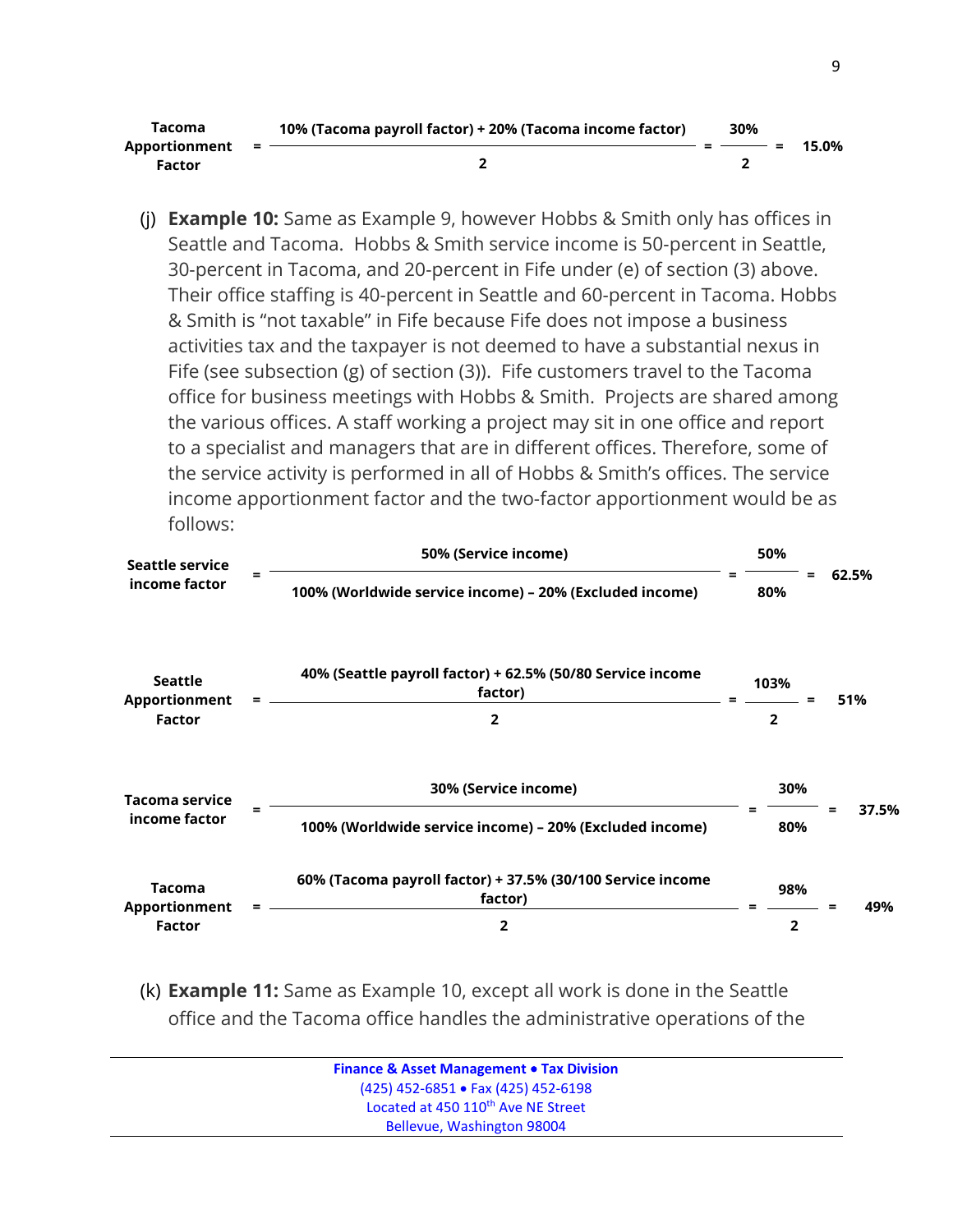$$\text{Tacoma Apportionment Factor} = \frac{\text{10\% (Tacoma payroll factor) + 20\% (Tacoma income factor)}}{2} = \frac{30\%}{2} = 15.0\%$$

(j) **Example 10:** Same as Example 9, however Hobbs & Smith only has offices in Seattle and Tacoma. Hobbs & Smith service income is 50-percent in Seattle, 30-percent in Tacoma, and 20-percent in Fife under (e) of section (3) above. Their office staffing is 40-percent in Seattle and 60-percent in Tacoma. Hobbs & Smith is "not taxable" in Fife because Fife does not impose a business activities tax and the taxpayer is not deemed to have a substantial nexus in Fife (see subsection (g) of section (3)). Fife customers travel to the Tacoma office for business meetings with Hobbs & Smith. Projects are shared among the various offices. A staff working a project may sit in one office and report to a specialist and managers that are in different offices. Therefore, some of the service activity is performed in all of Hobbs & Smith's offices. The service income apportionment factor and the two-factor apportionment would be as follows:

$$\text{Seattle service income factor} = \frac{\text{50\% (Service income)}}{\text{100\% (Worldwide service income) – 20\% (Excluded income)}} = \frac{50\%}{80\%} = 62.5\%$$

$$\text{Seattle Apportionment Factor} = \frac{\text{40\% (Seattle payroll factor) + 62.5\% (50/80 Service income factor)}}{2} = \frac{103\%}{2} = 51\%$$

$$\text{Tacoma service income factor} = \frac{\text{30\% (Service income)}}{\text{100\% (Worldwide service income) – 20\% (Excluded income)}} = \frac{30\%}{80\%} = 37.5\%$$

$$\text{Tacoma Apportionment Factor} = \frac{\text{60\% (Tacoma payroll factor) + 37.5\% (30/100 Service income factor)}}{2} = \frac{98\%}{2} = 49\%$$

(k) **Example 11:** Same as Example 10, except all work is done in the Seattle office and the Tacoma office handles the administrative operations of the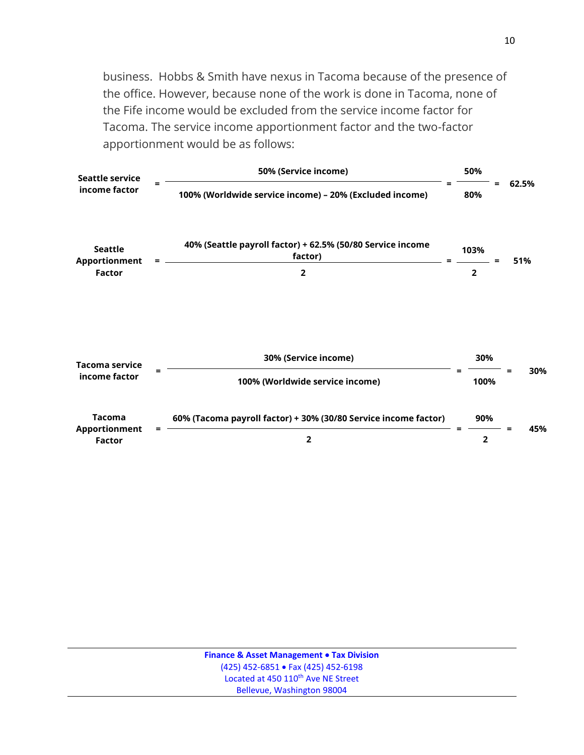business. Hobbs & Smith have nexus in Tacoma because of the presence of the office. However, because none of the work is done in Tacoma, none of the Fife income would be excluded from the service income factor for Tacoma. The service income apportionment factor and the two-factor apportionment would be as follows:

$$\text{Seattle service income factor} = \frac{\text{50\% (Service income)}}{\text{100\% (Worldwide service income)} - \text{20\% (Excluded income)}} = \frac{50\%}{80\%} = 62.5\%$$

$$\text{Seattle Apportionment Factor} = \frac{\text{40\% (Seattle payroll factor)} + \text{62.5\% (50/80 Service income factor)}}{2} = \frac{103\%}{2} = 51\%$$

$$\text{Tacoma service income factor} = \frac{\text{30\% (Service income)}}{\text{100\% (Worldwide service income)}} = \frac{30\%}{100\%} = 30\%$$

$$\text{Tacoma Apportionment Factor} = \frac{\text{60\% (Tacoma payroll factor)} + \text{30\% (30/80 Service income factor)}}{2} = \frac{90\%}{2} = 45\%$$

**Finance & Asset Management • Tax Division**
(425) 452-6851 • Fax (425) 452-6198
Located at 450 110th Ave NE Street
Bellevue, Washington 98004